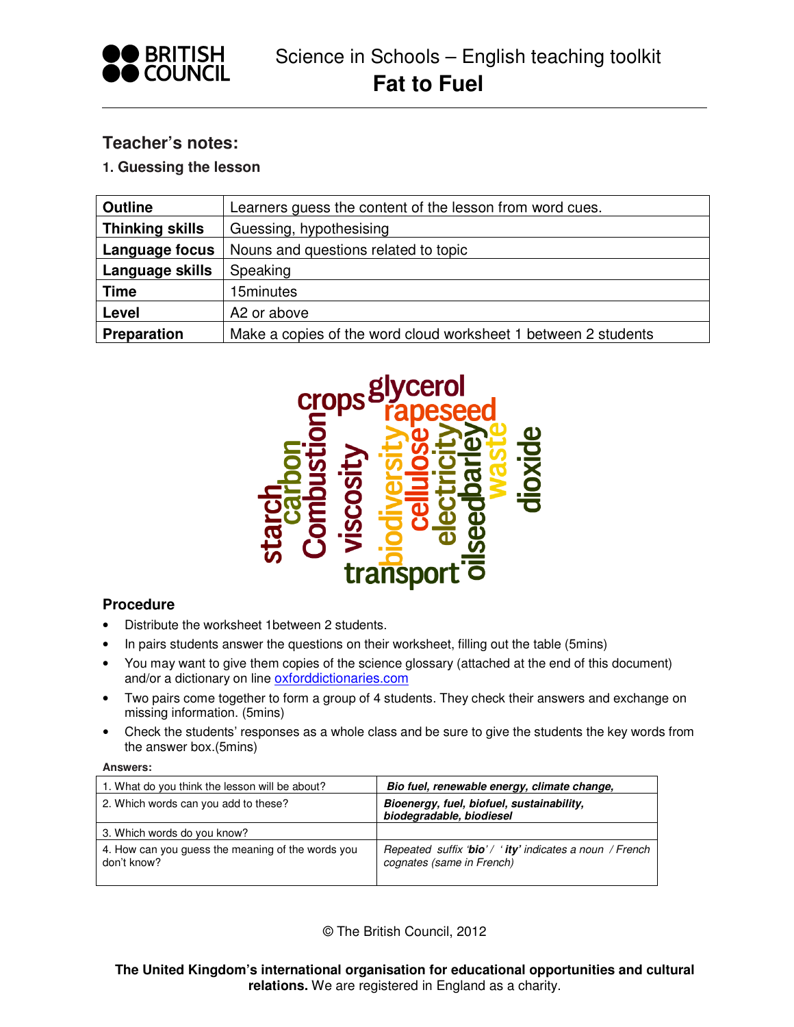# Science in Schools – English teaching toolkit

# Fat to Fuel

## Teacher's notes:

### 1. Guessing the lesson

| | |
|---|---|
| **Outline** | Learners guess the content of the lesson from word cues. |
| **Thinking skills** | Guessing, hypothesising |
| **Language focus** | Nouns and questions related to topic |
| **Language skills** | Speaking |
| **Time** | 15minutes |
| **Level** | A2 or above |
| **Preparation** | Make a copies of the word cloud worksheet 1 between 2 students |

crops glycerol rapeseed starch carbon Combustion viscosity biodiversity cellulose electricity oilseed barley waste dioxide transport

### Procedure

- Distribute the worksheet 1between 2 students.
- In pairs students answer the questions on their worksheet, filling out the table (5mins)
- You may want to give them copies of the science glossary (attached at the end of this document) and/or a dictionary on line oxforddictionaries.com
- Two pairs come together to form a group of 4 students. They check their answers and exchange on missing information. (5mins)
- Check the students' responses as a whole class and be sure to give the students the key words from the answer box.(5mins)

**Answers:**

| | |
|---|---|
| 1. What do you think the lesson will be about? | ***Bio fuel, renewable energy, climate change,*** |
| 2. Which words can you add to these? | ***Bioenergy, fuel, biofuel, sustainability, biodegradable, biodiesel*** |
| 3. Which words do you know? | |
| 4. How can you guess the meaning of the words you don't know? | *Repeated suffix* ***'bio'*** */ '* ***ity'*** *indicates a noun / French cognates (same in French)* |

© The British Council, 2012

**The United Kingdom's international organisation for educational opportunities and cultural relations.** We are registered in England as a charity.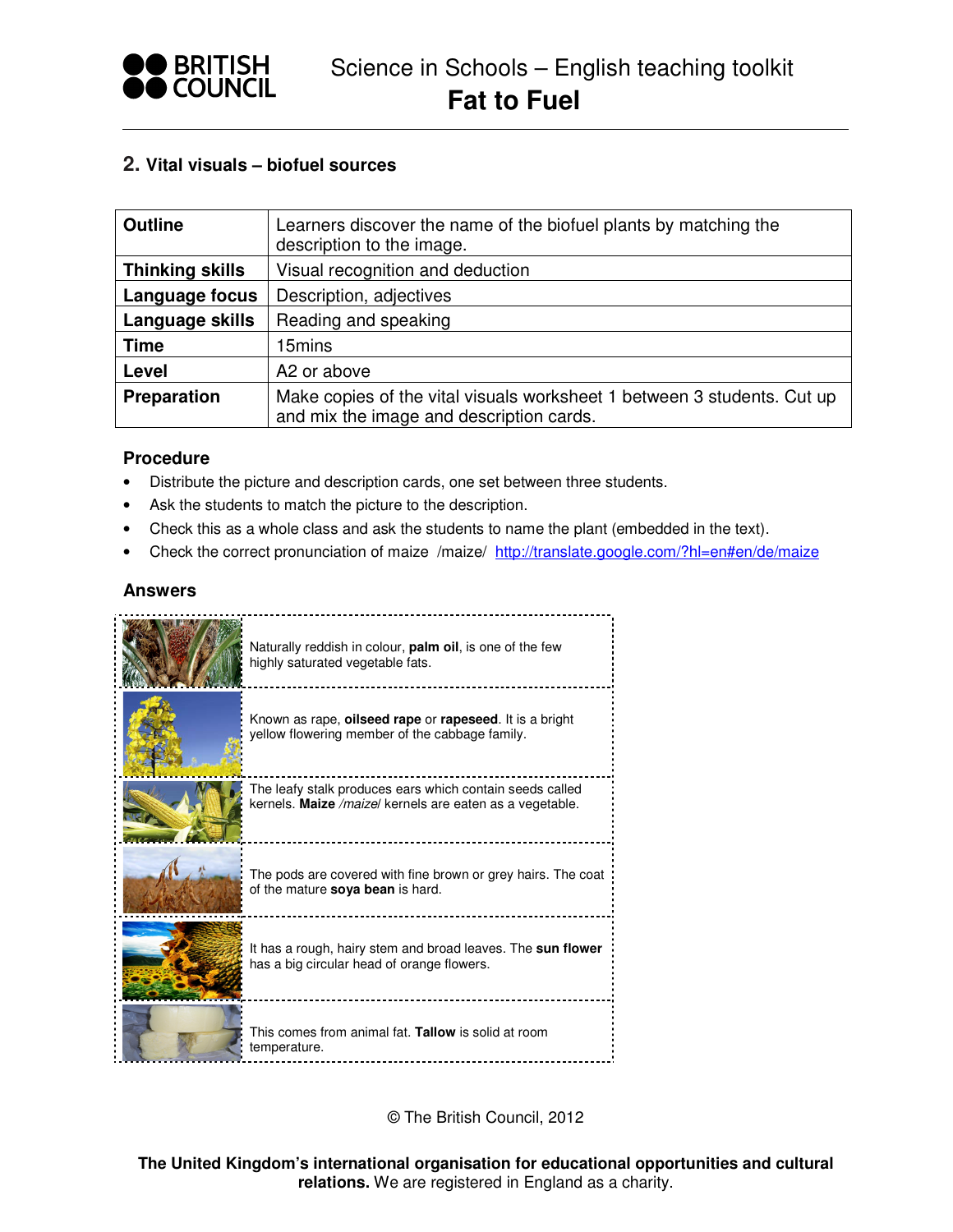## 2. Vital visuals – biofuel sources

| | |
|---|---|
| **Outline** | Learners discover the name of the biofuel plants by matching the description to the image. |
| **Thinking skills** | Visual recognition and deduction |
| **Language focus** | Description, adjectives |
| **Language skills** | Reading and speaking |
| **Time** | 15mins |
| **Level** | A2 or above |
| **Preparation** | Make copies of the vital visuals worksheet 1 between 3 students. Cut up and mix the image and description cards. |

### Procedure

- Distribute the picture and description cards, one set between three students.
- Ask the students to match the picture to the description.
- Check this as a whole class and ask the students to name the plant (embedded in the text).
- Check the correct pronunciation of maize /maize/ http://translate.google.com/?hl=en#en/de/maize

### Answers

| | |
|---|---|
| | Naturally reddish in colour, **palm oil**, is one of the few highly saturated vegetable fats. |
| | Known as rape, **oilseed rape** or **rapeseed**. It is a bright yellow flowering member of the cabbage family. |
| | The leafy stalk produces ears which contain seeds called kernels. **Maize** */maize/* kernels are eaten as a vegetable. |
| | The pods are covered with fine brown or grey hairs. The coat of the mature **soya bean** is hard. |
| | It has a rough, hairy stem and broad leaves. The **sun flower** has a big circular head of orange flowers. |
| | This comes from animal fat. **Tallow** is solid at room temperature. |

© The British Council, 2012

**The United Kingdom's international organisation for educational opportunities and cultural relations.** We are registered in England as a charity.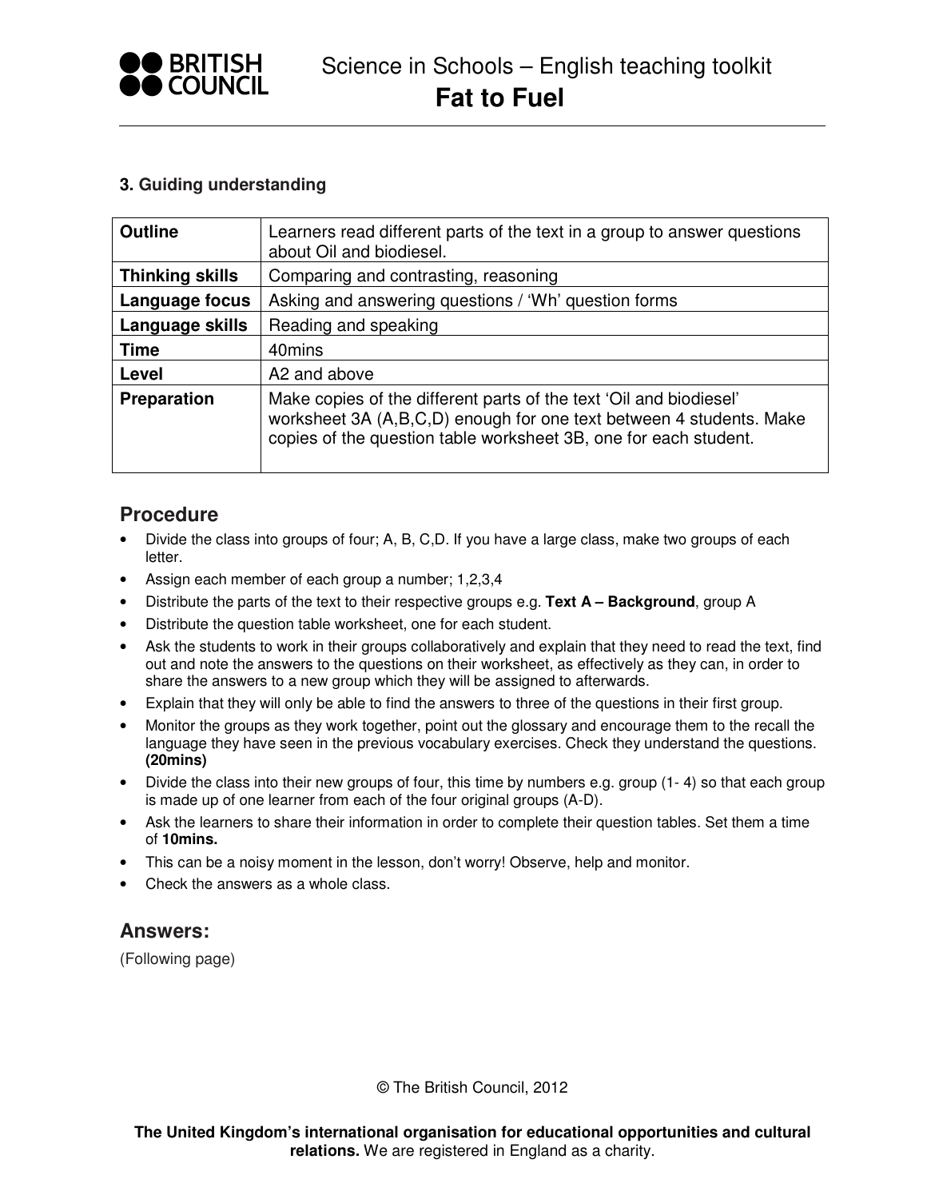## 3. Guiding understanding

| | |
|---|---|
| **Outline** | Learners read different parts of the text in a group to answer questions about Oil and biodiesel. |
| **Thinking skills** | Comparing and contrasting, reasoning |
| **Language focus** | Asking and answering questions / 'Wh' question forms |
| **Language skills** | Reading and speaking |
| **Time** | 40mins |
| **Level** | A2 and above |
| **Preparation** | Make copies of the different parts of the text 'Oil and biodiesel' worksheet 3A (A,B,C,D) enough for one text between 4 students. Make copies of the question table worksheet 3B, one for each student. |

## Procedure

- Divide the class into groups of four; A, B, C,D. If you have a large class, make two groups of each letter.
- Assign each member of each group a number; 1,2,3,4
- Distribute the parts of the text to their respective groups e.g. **Text A – Background**, group A
- Distribute the question table worksheet, one for each student.
- Ask the students to work in their groups collaboratively and explain that they need to read the text, find out and note the answers to the questions on their worksheet, as effectively as they can, in order to share the answers to a new group which they will be assigned to afterwards.
- Explain that they will only be able to find the answers to three of the questions in their first group.
- Monitor the groups as they work together, point out the glossary and encourage them to the recall the language they have seen in the previous vocabulary exercises. Check they understand the questions. **(20mins)**
- Divide the class into their new groups of four, this time by numbers e.g. group (1- 4) so that each group is made up of one learner from each of the four original groups (A-D).
- Ask the learners to share their information in order to complete their question tables. Set them a time of **10mins.**
- This can be a noisy moment in the lesson, don't worry! Observe, help and monitor.
- Check the answers as a whole class.

## Answers:

(Following page)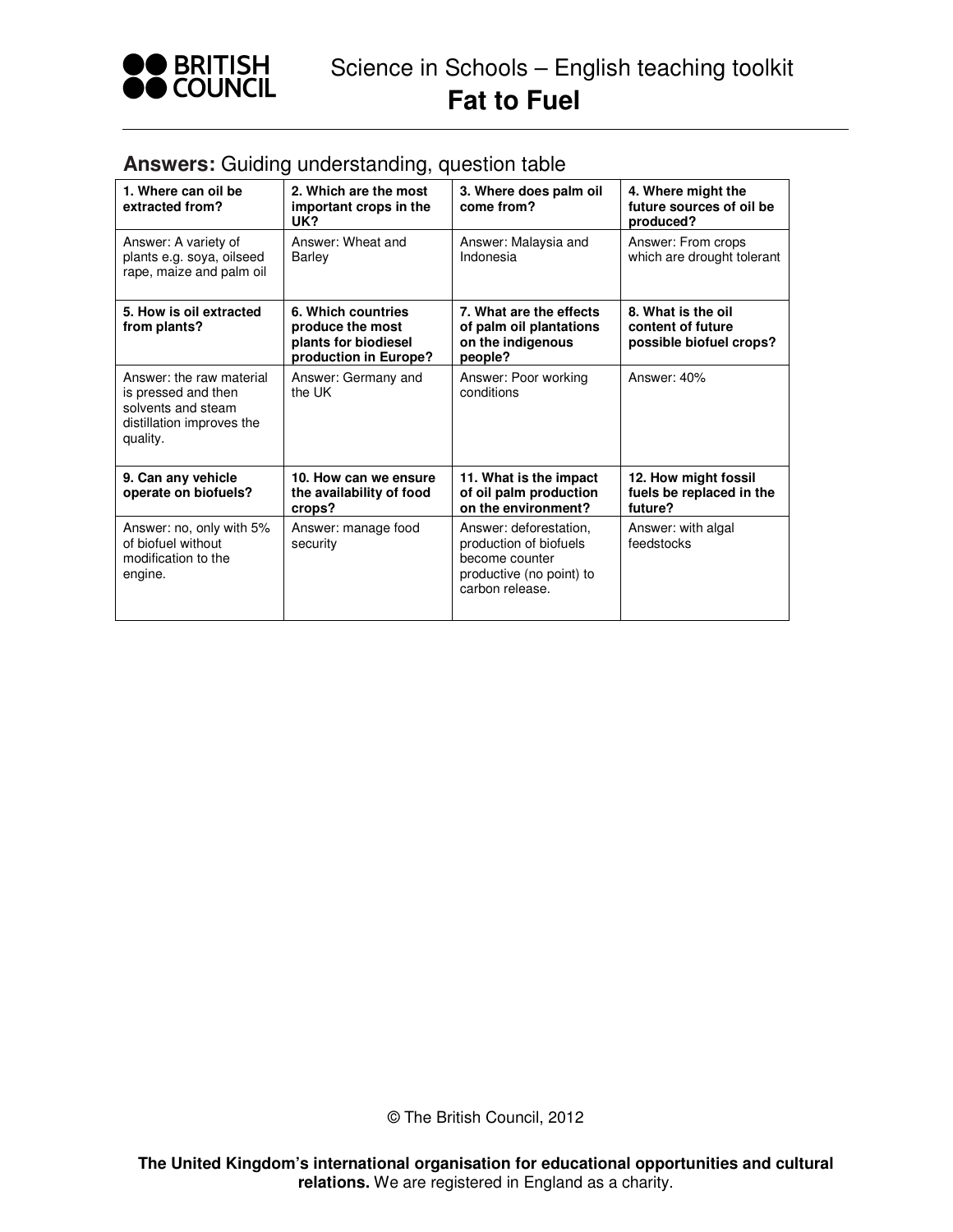**Answers:** Guiding understanding, question table

| 1. Where can oil be extracted from? | 2. Which are the most important crops in the UK? | 3. Where does palm oil come from? | 4. Where might the future sources of oil be produced? |
|---|---|---|---|
| Answer: A variety of plants e.g. soya, oilseed rape, maize and palm oil | Answer: Wheat and Barley | Answer: Malaysia and Indonesia | Answer: From crops which are drought tolerant |
| **5. How is oil extracted from plants?** | **6. Which countries produce the most plants for biodiesel production in Europe?** | **7. What are the effects of palm oil plantations on the indigenous people?** | **8. What is the oil content of future possible biofuel crops?** |
| Answer: the raw material is pressed and then solvents and steam distillation improves the quality. | Answer: Germany and the UK | Answer: Poor working conditions | Answer: 40% |
| **9. Can any vehicle operate on biofuels?** | **10. How can we ensure the availability of food crops?** | **11. What is the impact of oil palm production on the environment?** | **12. How might fossil fuels be replaced in the future?** |
| Answer: no, only with 5% of biofuel without modification to the engine. | Answer: manage food security | Answer: deforestation, production of biofuels become counter productive (no point) to carbon release. | Answer: with algal feedstocks |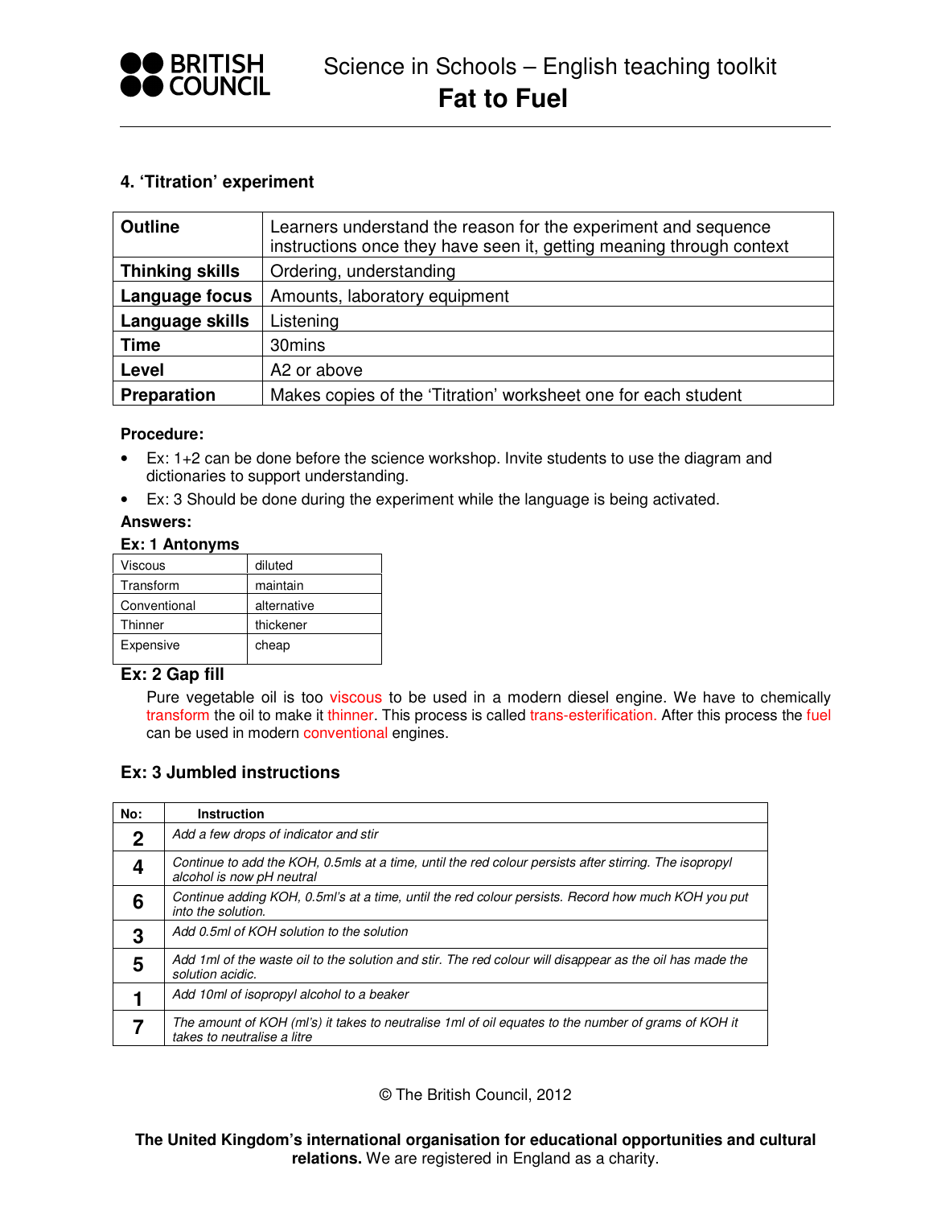## 4. 'Titration' experiment

| | |
|---|---|
| **Outline** | Learners understand the reason for the experiment and sequence instructions once they have seen it, getting meaning through context |
| **Thinking skills** | Ordering, understanding |
| **Language focus** | Amounts, laboratory equipment |
| **Language skills** | Listening |
| **Time** | 30mins |
| **Level** | A2 or above |
| **Preparation** | Makes copies of the 'Titration' worksheet one for each student |

**Procedure:**

- Ex: 1+2 can be done before the science workshop. Invite students to use the diagram and dictionaries to support understanding.
- Ex: 3 Should be done during the experiment while the language is being activated.

**Answers:**

**Ex: 1 Antonyms**

| | |
|---|---|
| Viscous | diluted |
| Transform | maintain |
| Conventional | alternative |
| Thinner | thickener |
| Expensive | cheap |

**Ex: 2 Gap fill**

Pure vegetable oil is too viscous to be used in a modern diesel engine. We have to chemically transform the oil to make it thinner. This process is called trans-esterification. After this process the fuel can be used in modern conventional engines.

### Ex: 3 Jumbled instructions

| No: | Instruction |
|---|---|
| **2** | *Add a few drops of indicator and stir* |
| **4** | *Continue to add the KOH, 0.5mls at a time, until the red colour persists after stirring. The isopropyl alcohol is now pH neutral* |
| **6** | *Continue adding KOH, 0.5ml's at a time, until the red colour persists. Record how much KOH you put into the solution.* |
| **3** | *Add 0.5ml of KOH solution to the solution* |
| **5** | *Add 1ml of the waste oil to the solution and stir. The red colour will disappear as the oil has made the solution acidic.* |
| **1** | *Add 10ml of isopropyl alcohol to a beaker* |
| **7** | *The amount of KOH (ml's) it takes to neutralise 1ml of oil equates to the number of grams of KOH it takes to neutralise a litre* |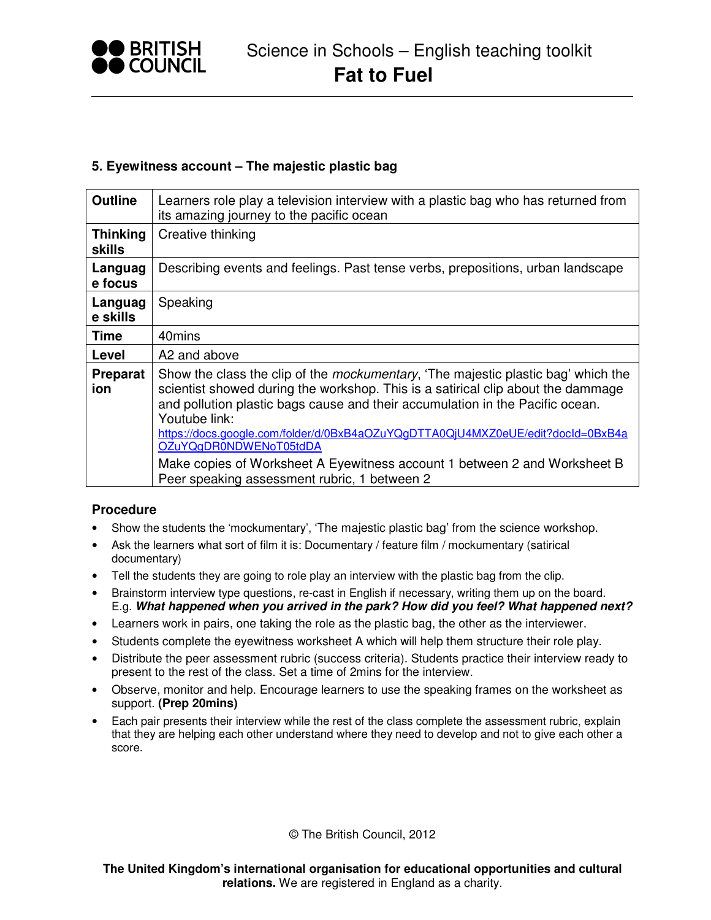## 5. Eyewitness account – The majestic plastic bag

| | |
|---|---|
| **Outline** | Learners role play a television interview with a plastic bag who has returned from its amazing journey to the pacific ocean |
| **Thinking skills** | Creative thinking |
| **Language focus** | Describing events and feelings. Past tense verbs, prepositions, urban landscape |
| **Language skills** | Speaking |
| **Time** | 40mins |
| **Level** | A2 and above |
| **Preparation** | Show the class the clip of the *mockumentary*, 'The majestic plastic bag' which the scientist showed during the workshop. This is a satirical clip about the dammage and pollution plastic bags cause and their accumulation in the Pacific ocean. Youtube link: https://docs.google.com/folder/d/0BxB4aOZuYQgDTTA0QjU4MXZ0eUE/edit?docId=0BxB4aOZuYQgDR0NDWENoT05tdDA <br> Make copies of Worksheet A Eyewitness account 1 between 2 and Worksheet B Peer speaking assessment rubric, 1 between 2 |

### Procedure

- Show the students the 'mockumentary', 'The majestic plastic bag' from the science workshop.
- Ask the learners what sort of film it is: Documentary / feature film / mockumentary (satirical documentary)
- Tell the students they are going to role play an interview with the plastic bag from the clip.
- Brainstorm interview type questions, re-cast in English if necessary, writing them up on the board. E.g. ***What happened when you arrived in the park? How did you feel? What happened next?***
- Learners work in pairs, one taking the role as the plastic bag, the other as the interviewer.
- Students complete the eyewitness worksheet A which will help them structure their role play.
- Distribute the peer assessment rubric (success criteria). Students practice their interview ready to present to the rest of the class. Set a time of 2mins for the interview.
- Observe, monitor and help. Encourage learners to use the speaking frames on the worksheet as support. **(Prep 20mins)**
- Each pair presents their interview while the rest of the class complete the assessment rubric, explain that they are helping each other understand where they need to develop and not to give each other a score.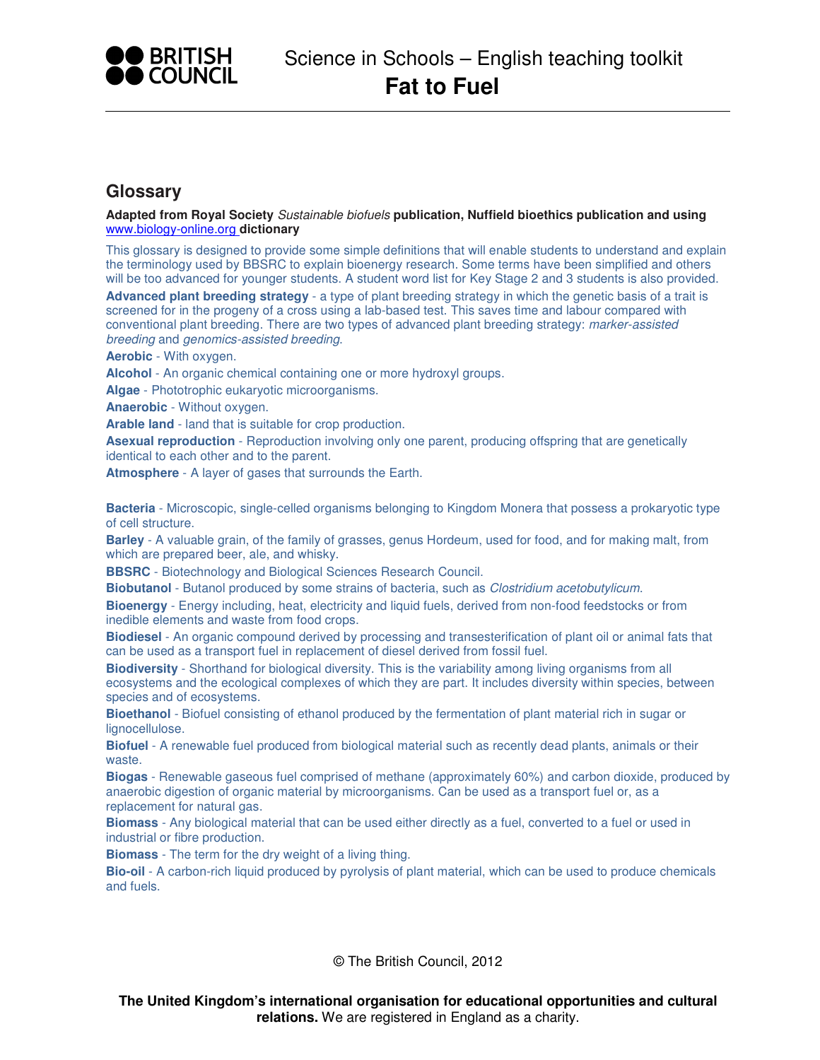## Glossary

**Adapted from Royal Society *Sustainable biofuels* publication, Nuffield bioethics publication and using [www.biology-online.org](http://www.biology-online.org) dictionary**

This glossary is designed to provide some simple definitions that will enable students to understand and explain the terminology used by BBSRC to explain bioenergy research. Some terms have been simplified and others will be too advanced for younger students. A student word list for Key Stage 2 and 3 students is also provided.

**Advanced plant breeding strategy** - a type of plant breeding strategy in which the genetic basis of a trait is screened for in the progeny of a cross using a lab-based test. This saves time and labour compared with conventional plant breeding. There are two types of advanced plant breeding strategy: *marker-assisted breeding* and *genomics-assisted breeding*.

**Aerobic** - With oxygen.

**Alcohol** - An organic chemical containing one or more hydroxyl groups.

**Algae** - Phototrophic eukaryotic microorganisms.

**Anaerobic** - Without oxygen.

**Arable land** - land that is suitable for crop production.

**Asexual reproduction** - Reproduction involving only one parent, producing offspring that are genetically identical to each other and to the parent.

**Atmosphere** - A layer of gases that surrounds the Earth.

**Bacteria** - Microscopic, single-celled organisms belonging to Kingdom Monera that possess a prokaryotic type of cell structure.

**Barley** - A valuable grain, of the family of grasses, genus Hordeum, used for food, and for making malt, from which are prepared beer, ale, and whisky.

**BBSRC** - Biotechnology and Biological Sciences Research Council.

**Biobutanol** - Butanol produced by some strains of bacteria, such as *Clostridium acetobutylicum*.

**Bioenergy** - Energy including, heat, electricity and liquid fuels, derived from non-food feedstocks or from inedible elements and waste from food crops.

**Biodiesel** - An organic compound derived by processing and transesterification of plant oil or animal fats that can be used as a transport fuel in replacement of diesel derived from fossil fuel.

**Biodiversity** - Shorthand for biological diversity. This is the variability among living organisms from all ecosystems and the ecological complexes of which they are part. It includes diversity within species, between species and of ecosystems.

**Bioethanol** - Biofuel consisting of ethanol produced by the fermentation of plant material rich in sugar or lignocellulose.

**Biofuel** - A renewable fuel produced from biological material such as recently dead plants, animals or their waste.

**Biogas** - Renewable gaseous fuel comprised of methane (approximately 60%) and carbon dioxide, produced by anaerobic digestion of organic material by microorganisms. Can be used as a transport fuel or, as a replacement for natural gas.

**Biomass** - Any biological material that can be used either directly as a fuel, converted to a fuel or used in industrial or fibre production.

**Biomass** - The term for the dry weight of a living thing.

**Bio-oil** - A carbon-rich liquid produced by pyrolysis of plant material, which can be used to produce chemicals and fuels.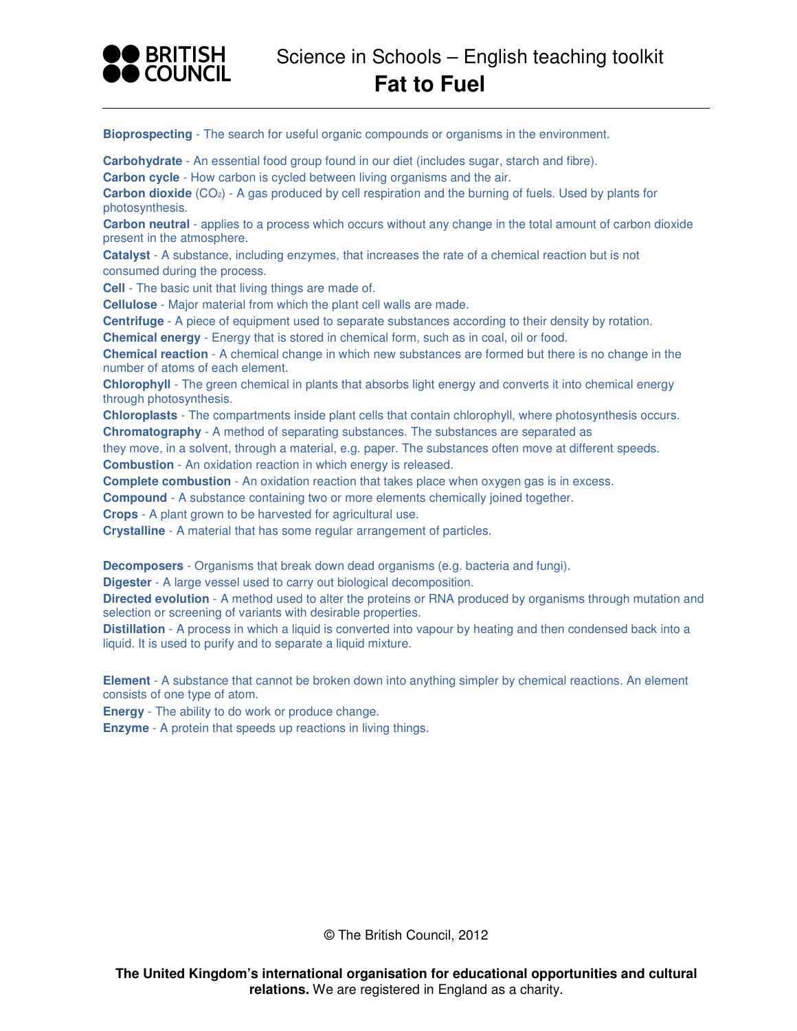**Bioprospecting** - The search for useful organic compounds or organisms in the environment.

**Carbohydrate** - An essential food group found in our diet (includes sugar, starch and fibre).

**Carbon cycle** - How carbon is cycled between living organisms and the air.

**Carbon dioxide** ($CO_2$) - A gas produced by cell respiration and the burning of fuels. Used by plants for photosynthesis.

**Carbon neutral** - applies to a process which occurs without any change in the total amount of carbon dioxide present in the atmosphere.

**Catalyst** - A substance, including enzymes, that increases the rate of a chemical reaction but is not consumed during the process.

**Cell** - The basic unit that living things are made of.

**Cellulose** - Major material from which the plant cell walls are made.

**Centrifuge** - A piece of equipment used to separate substances according to their density by rotation.

**Chemical energy** - Energy that is stored in chemical form, such as in coal, oil or food.

**Chemical reaction** - A chemical change in which new substances are formed but there is no change in the number of atoms of each element.

**Chlorophyll** - The green chemical in plants that absorbs light energy and converts it into chemical energy through photosynthesis.

**Chloroplasts** - The compartments inside plant cells that contain chlorophyll, where photosynthesis occurs.

**Chromatography** - A method of separating substances. The substances are separated as they move, in a solvent, through a material, e.g. paper. The substances often move at different speeds.

**Combustion** - An oxidation reaction in which energy is released.

**Complete combustion** - An oxidation reaction that takes place when oxygen gas is in excess.

**Compound** - A substance containing two or more elements chemically joined together.

**Crops** - A plant grown to be harvested for agricultural use.

**Crystalline** - A material that has some regular arrangement of particles.

**Decomposers** - Organisms that break down dead organisms (e.g. bacteria and fungi).

**Digester** - A large vessel used to carry out biological decomposition.

**Directed evolution** - A method used to alter the proteins or RNA produced by organisms through mutation and selection or screening of variants with desirable properties.

**Distillation** - A process in which a liquid is converted into vapour by heating and then condensed back into a liquid. It is used to purify and to separate a liquid mixture.

**Element** - A substance that cannot be broken down into anything simpler by chemical reactions. An element consists of one type of atom.

**Energy** - The ability to do work or produce change.

**Enzyme** - A protein that speeds up reactions in living things.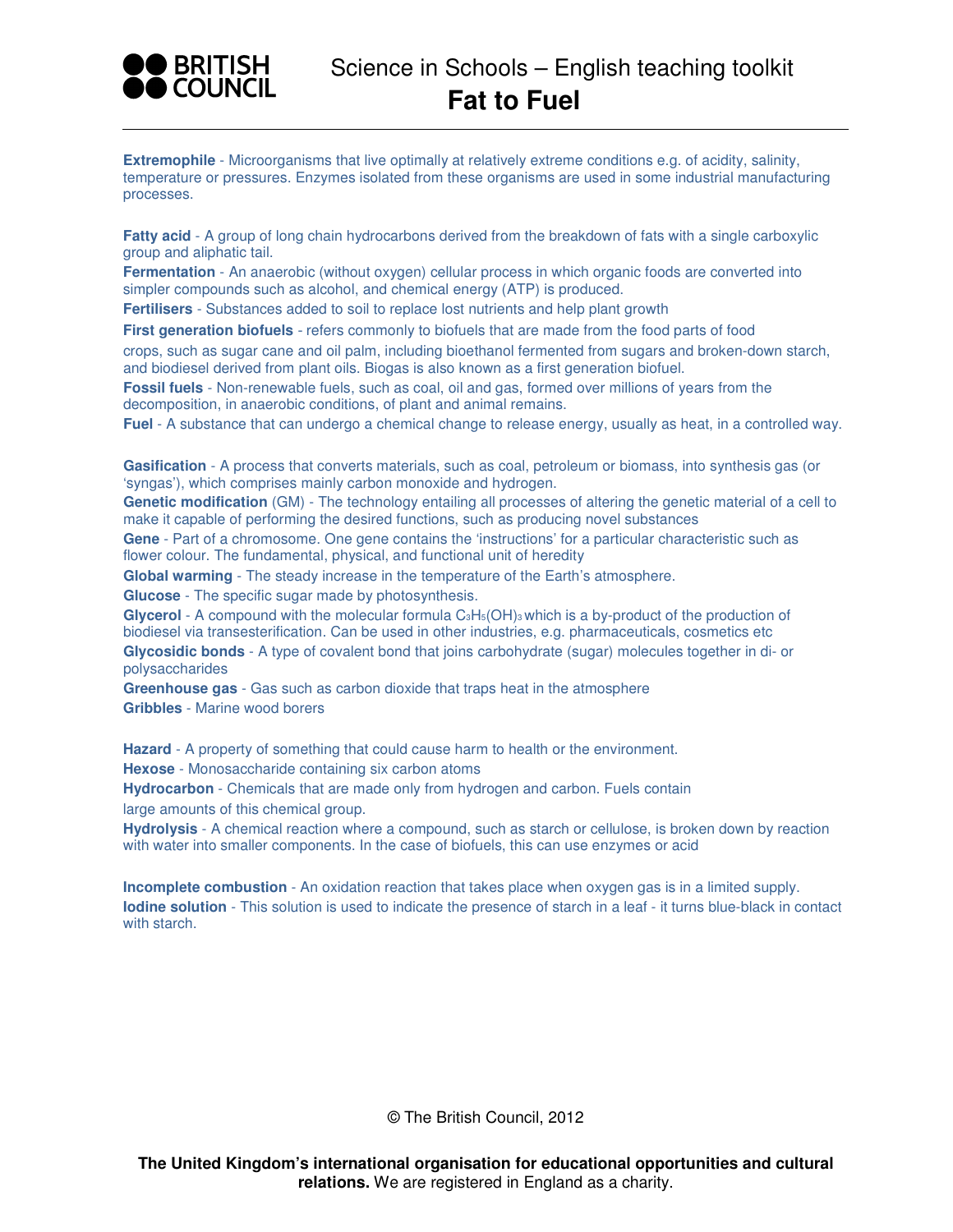**Extremophile** - Microorganisms that live optimally at relatively extreme conditions e.g. of acidity, salinity, temperature or pressures. Enzymes isolated from these organisms are used in some industrial manufacturing processes.

**Fatty acid** - A group of long chain hydrocarbons derived from the breakdown of fats with a single carboxylic group and aliphatic tail.

**Fermentation** - An anaerobic (without oxygen) cellular process in which organic foods are converted into simpler compounds such as alcohol, and chemical energy (ATP) is produced.

**Fertilisers** - Substances added to soil to replace lost nutrients and help plant growth

**First generation biofuels** - refers commonly to biofuels that are made from the food parts of food crops, such as sugar cane and oil palm, including bioethanol fermented from sugars and broken-down starch, and biodiesel derived from plant oils. Biogas is also known as a first generation biofuel.

**Fossil fuels** - Non-renewable fuels, such as coal, oil and gas, formed over millions of years from the decomposition, in anaerobic conditions, of plant and animal remains.

**Fuel** - A substance that can undergo a chemical change to release energy, usually as heat, in a controlled way.

**Gasification** - A process that converts materials, such as coal, petroleum or biomass, into synthesis gas (or 'syngas'), which comprises mainly carbon monoxide and hydrogen.

**Genetic modification** (GM) - The technology entailing all processes of altering the genetic material of a cell to make it capable of performing the desired functions, such as producing novel substances

**Gene** - Part of a chromosome. One gene contains the 'instructions' for a particular characteristic such as flower colour. The fundamental, physical, and functional unit of heredity

**Global warming** - The steady increase in the temperature of the Earth's atmosphere.

**Glucose** - The specific sugar made by photosynthesis.

**Glycerol** - A compound with the molecular formula $C_3H_5(OH)_3$ which is a by-product of the production of biodiesel via transesterification. Can be used in other industries, e.g. pharmaceuticals, cosmetics etc

**Glycosidic bonds** - A type of covalent bond that joins carbohydrate (sugar) molecules together in di- or polysaccharides

**Greenhouse gas** - Gas such as carbon dioxide that traps heat in the atmosphere

**Gribbles** - Marine wood borers

**Hazard** - A property of something that could cause harm to health or the environment.

**Hexose** - Monosaccharide containing six carbon atoms

**Hydrocarbon** - Chemicals that are made only from hydrogen and carbon. Fuels contain large amounts of this chemical group.

**Hydrolysis** - A chemical reaction where a compound, such as starch or cellulose, is broken down by reaction with water into smaller components. In the case of biofuels, this can use enzymes or acid

**Incomplete combustion** - An oxidation reaction that takes place when oxygen gas is in a limited supply.

**Iodine solution** - This solution is used to indicate the presence of starch in a leaf - it turns blue-black in contact with starch.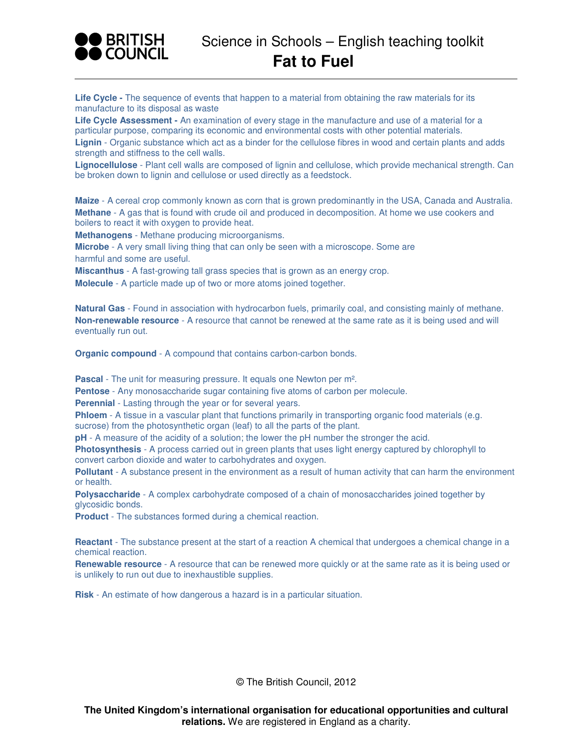**Life Cycle -** The sequence of events that happen to a material from obtaining the raw materials for its manufacture to its disposal as waste

**Life Cycle Assessment -** An examination of every stage in the manufacture and use of a material for a particular purpose, comparing its economic and environmental costs with other potential materials.

**Lignin** - Organic substance which act as a binder for the cellulose fibres in wood and certain plants and adds strength and stiffness to the cell walls.

**Lignocellulose** - Plant cell walls are composed of lignin and cellulose, which provide mechanical strength. Can be broken down to lignin and cellulose or used directly as a feedstock.

**Maize** - A cereal crop commonly known as corn that is grown predominantly in the USA, Canada and Australia.

**Methane** - A gas that is found with crude oil and produced in decomposition. At home we use cookers and boilers to react it with oxygen to provide heat.

**Methanogens** - Methane producing microorganisms.

**Microbe** - A very small living thing that can only be seen with a microscope. Some are harmful and some are useful.

**Miscanthus** - A fast-growing tall grass species that is grown as an energy crop.

**Molecule** - A particle made up of two or more atoms joined together.

**Natural Gas** - Found in association with hydrocarbon fuels, primarily coal, and consisting mainly of methane.

**Non-renewable resource** - A resource that cannot be renewed at the same rate as it is being used and will eventually run out.

**Organic compound** - A compound that contains carbon-carbon bonds.

**Pascal** - The unit for measuring pressure. It equals one Newton per $m^2$.

**Pentose** - Any monosaccharide sugar containing five atoms of carbon per molecule.

**Perennial** - Lasting through the year or for several years.

**Phloem** - A tissue in a vascular plant that functions primarily in transporting organic food materials (e.g. sucrose) from the photosynthetic organ (leaf) to all the parts of the plant.

**pH** - A measure of the acidity of a solution; the lower the pH number the stronger the acid.

**Photosynthesis** - A process carried out in green plants that uses light energy captured by chlorophyll to convert carbon dioxide and water to carbohydrates and oxygen.

**Pollutant** - A substance present in the environment as a result of human activity that can harm the environment or health.

**Polysaccharide** - A complex carbohydrate composed of a chain of monosaccharides joined together by glycosidic bonds.

**Product** - The substances formed during a chemical reaction.

**Reactant** - The substance present at the start of a reaction A chemical that undergoes a chemical change in a chemical reaction.

**Renewable resource** - A resource that can be renewed more quickly or at the same rate as it is being used or is unlikely to run out due to inexhaustible supplies.

**Risk** - An estimate of how dangerous a hazard is in a particular situation.

© The British Council, 2012

**The United Kingdom's international organisation for educational opportunities and cultural relations.** We are registered in England as a charity.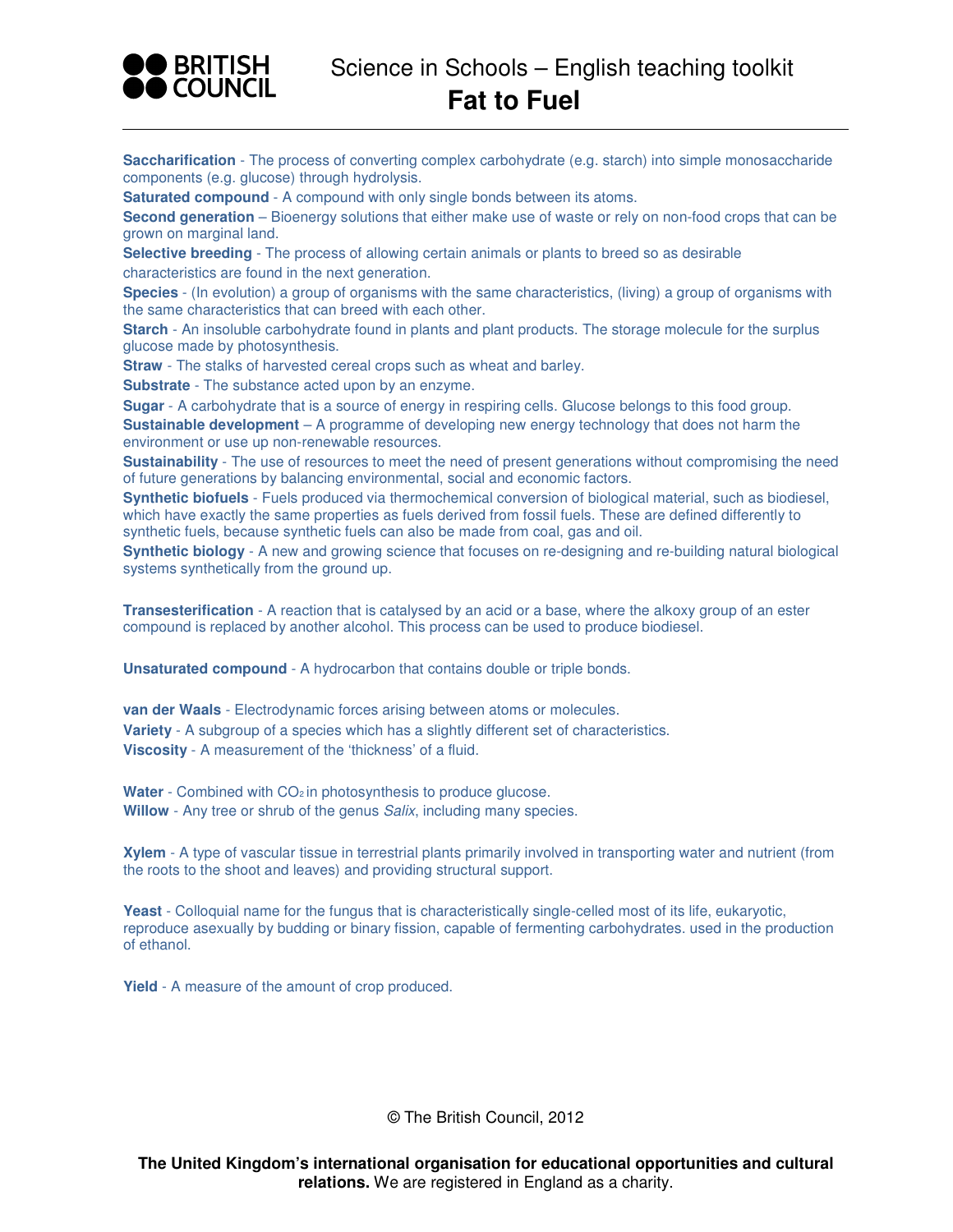**Saccharification** - The process of converting complex carbohydrate (e.g. starch) into simple monosaccharide components (e.g. glucose) through hydrolysis.

**Saturated compound** - A compound with only single bonds between its atoms.

**Second generation** – Bioenergy solutions that either make use of waste or rely on non-food crops that can be grown on marginal land.

**Selective breeding** - The process of allowing certain animals or plants to breed so as desirable characteristics are found in the next generation.

**Species** - (In evolution) a group of organisms with the same characteristics, (living) a group of organisms with the same characteristics that can breed with each other.

**Starch** - An insoluble carbohydrate found in plants and plant products. The storage molecule for the surplus glucose made by photosynthesis.

**Straw** - The stalks of harvested cereal crops such as wheat and barley.

**Substrate** - The substance acted upon by an enzyme.

**Sugar** - A carbohydrate that is a source of energy in respiring cells. Glucose belongs to this food group.

**Sustainable development** – A programme of developing new energy technology that does not harm the environment or use up non-renewable resources.

**Sustainability** - The use of resources to meet the need of present generations without compromising the need of future generations by balancing environmental, social and economic factors.

**Synthetic biofuels** - Fuels produced via thermochemical conversion of biological material, such as biodiesel, which have exactly the same properties as fuels derived from fossil fuels. These are defined differently to synthetic fuels, because synthetic fuels can also be made from coal, gas and oil.

**Synthetic biology** - A new and growing science that focuses on re-designing and re-building natural biological systems synthetically from the ground up.

**Transesterification** - A reaction that is catalysed by an acid or a base, where the alkoxy group of an ester compound is replaced by another alcohol. This process can be used to produce biodiesel.

**Unsaturated compound** - A hydrocarbon that contains double or triple bonds.

**van der Waals** - Electrodynamic forces arising between atoms or molecules.

**Variety** - A subgroup of a species which has a slightly different set of characteristics.

**Viscosity** - A measurement of the 'thickness' of a fluid.

**Water** - Combined with $CO_2$ in photosynthesis to produce glucose.

**Willow** - Any tree or shrub of the genus *Salix*, including many species.

**Xylem** - A type of vascular tissue in terrestrial plants primarily involved in transporting water and nutrient (from the roots to the shoot and leaves) and providing structural support.

**Yeast** - Colloquial name for the fungus that is characteristically single-celled most of its life, eukaryotic, reproduce asexually by budding or binary fission, capable of fermenting carbohydrates. used in the production of ethanol.

**Yield** - A measure of the amount of crop produced.

© The British Council, 2012

**The United Kingdom's international organisation for educational opportunities and cultural relations.** We are registered in England as a charity.